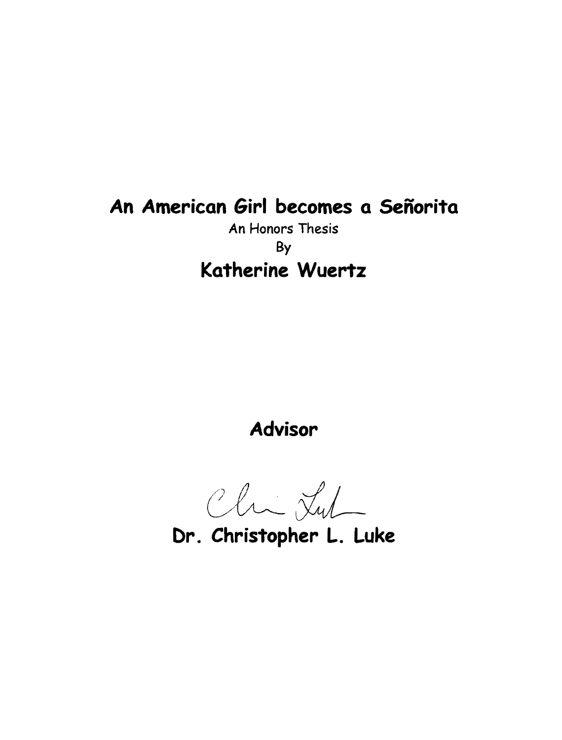# An American Girl becomes a Señorita

An Honors Thesis

By

## Katherine Wuertz

**Advisor**

**Dr. Christopher L. Luke**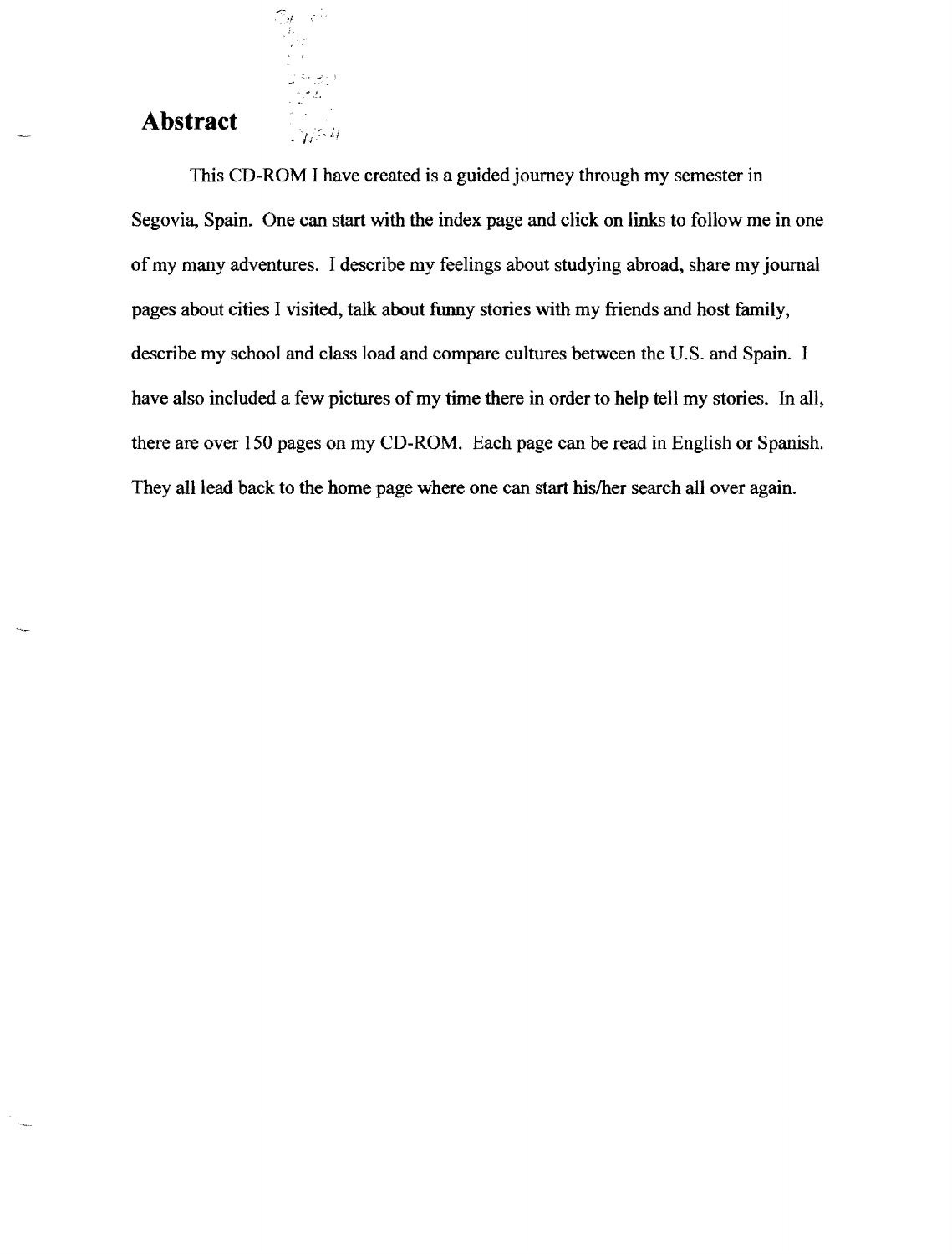## Abstract

This CD-ROM I have created is a guided journey through my semester in Segovia, Spain. One can start with the index page and click on links to follow me in one of my many adventures. I describe my feelings about studying abroad, share my journal pages about cities I visited, talk about funny stories with my friends and host family, describe my school and class load and compare cultures between the U.S. and Spain. I have also included a few pictures of my time there in order to help tell my stories. In all, there are over 150 pages on my CD-ROM. Each page can be read in English or Spanish. They all lead back to the home page where one can start his/her search all over again.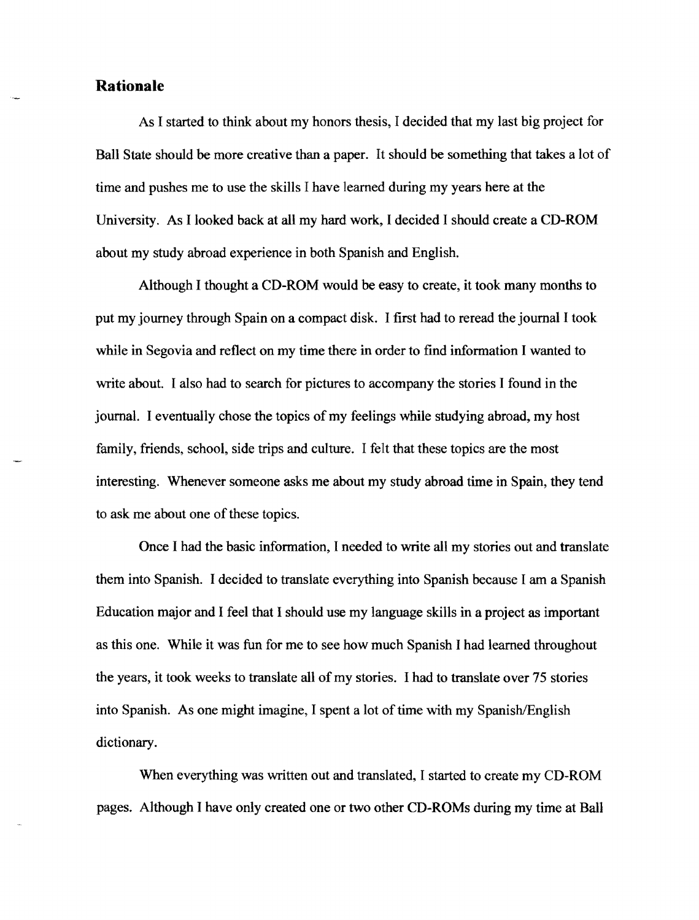## Rationale

As I started to think about my honors thesis, I decided that my last big project for Ball State should be more creative than a paper. It should be something that takes a lot of time and pushes me to use the skills I have learned during my years here at the University. As I looked back at all my hard work, I decided I should create a CD-ROM about my study abroad experience in both Spanish and English.

Although I thought a CD-ROM would be easy to create, it took many months to put my journey through Spain on a compact disk. I first had to reread the journal I took while in Segovia and reflect on my time there in order to find information I wanted to write about. I also had to search for pictures to accompany the stories I found in the journal. I eventually chose the topics of my feelings while studying abroad, my host family, friends, school, side trips and culture. I felt that these topics are the most interesting. Whenever someone asks me about my study abroad time in Spain, they tend to ask me about one of these topics.

Once I had the basic information, I needed to write all my stories out and translate them into Spanish. I decided to translate everything into Spanish because I am a Spanish Education major and I feel that I should use my language skills in a project as important as this one. While it was fun for me to see how much Spanish I had learned throughout the years, it took weeks to translate all of my stories. I had to translate over 75 stories into Spanish. As one might imagine, I spent a lot of time with my Spanish/English dictionary.

When everything was written out and translated, I started to create my CD-ROM pages. Although I have only created one or two other CD-ROMs during my time at Ball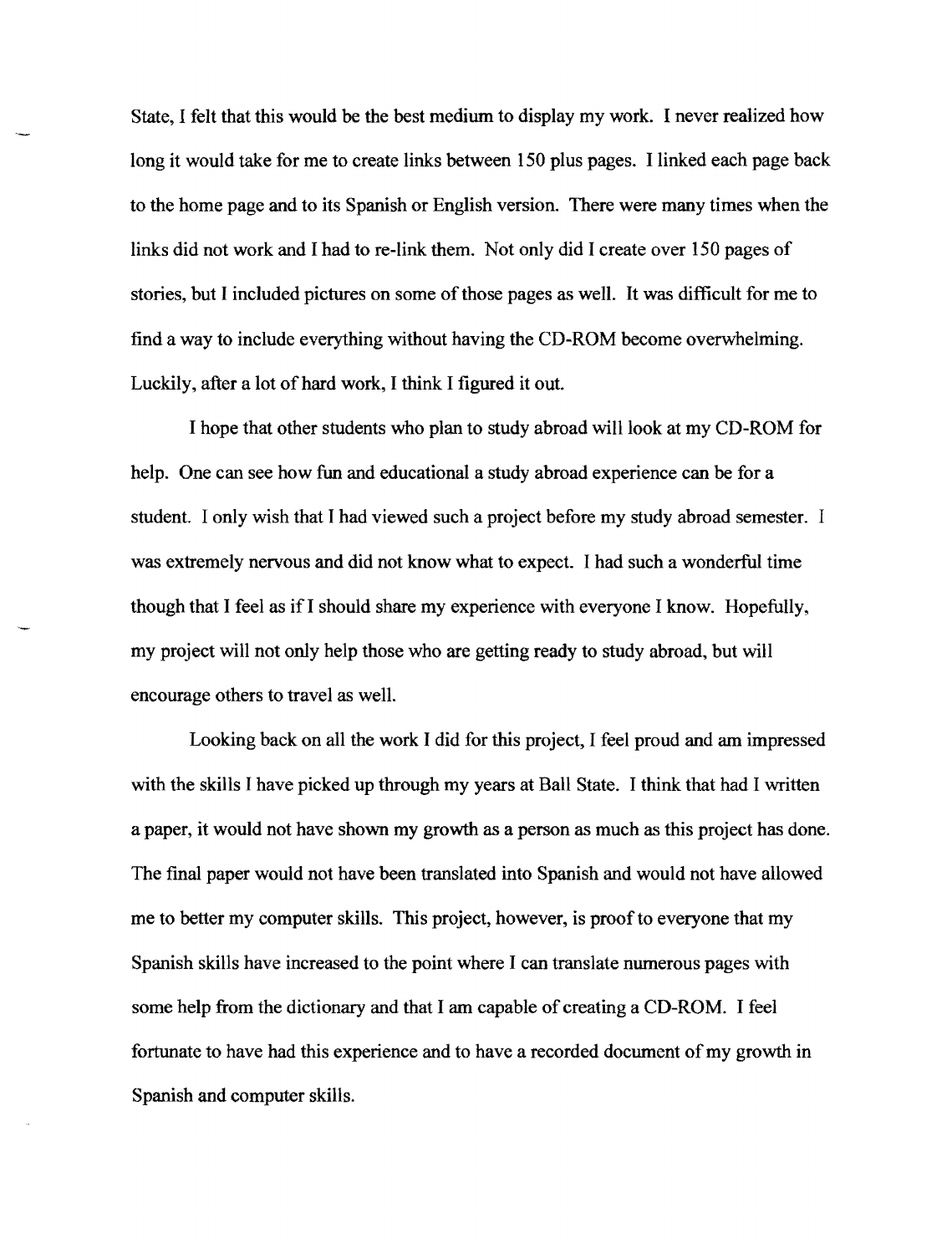State, I felt that this would be the best medium to display my work. I never realized how long it would take for me to create links between 150 plus pages. I linked each page back to the home page and to its Spanish or English version. There were many times when the links did not work and I had to re-link them. Not only did I create over 150 pages of stories, but I included pictures on some of those pages as well. It was difficult for me to find a way to include everything without having the CD-ROM become overwhelming. Luckily, after a lot of hard work, I think I figured it out.

I hope that other students who plan to study abroad will look at my CD-ROM for help. One can see how fun and educational a study abroad experience can be for a student. I only wish that I had viewed such a project before my study abroad semester. I was extremely nervous and did not know what to expect. I had such a wonderful time though that I feel as if I should share my experience with everyone I know. Hopefully, my project will not only help those who are getting ready to study abroad, but will encourage others to travel as well.

Looking back on all the work I did for this project, I feel proud and am impressed with the skills I have picked up through my years at Ball State. I think that had I written a paper, it would not have shown my growth as a person as much as this project has done. The final paper would not have been translated into Spanish and would not have allowed me to better my computer skills. This project, however, is proof to everyone that my Spanish skills have increased to the point where I can translate numerous pages with some help from the dictionary and that I am capable of creating a CD-ROM. I feel fortunate to have had this experience and to have a recorded document of my growth in Spanish and computer skills.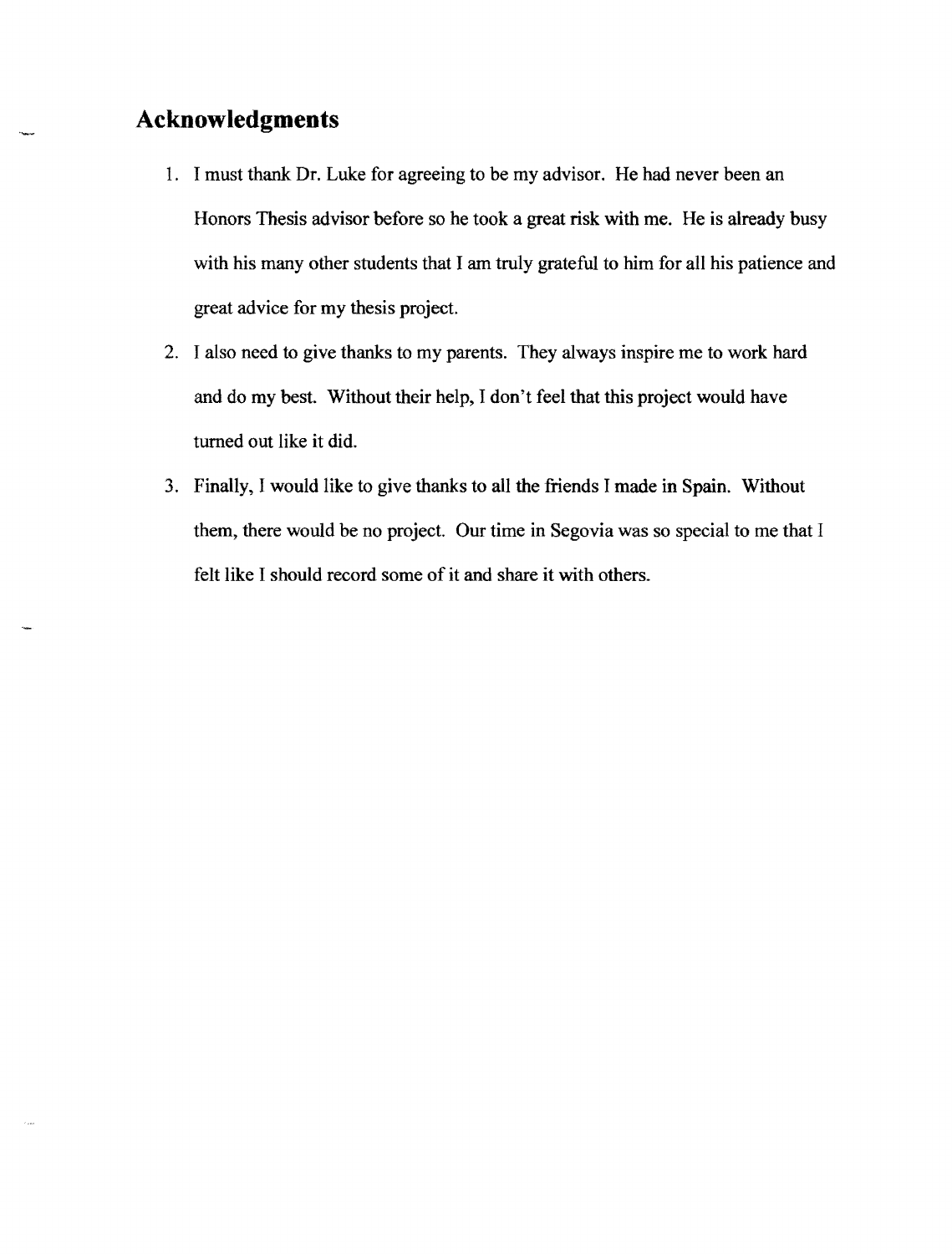## Acknowledgments

1. I must thank Dr. Luke for agreeing to be my advisor. He had never been an Honors Thesis advisor before so he took a great risk with me. He is already busy with his many other students that I am truly grateful to him for all his patience and great advice for my thesis project.
2. I also need to give thanks to my parents. They always inspire me to work hard and do my best. Without their help, I don't feel that this project would have turned out like it did.
3. Finally, I would like to give thanks to all the friends I made in Spain. Without them, there would be no project. Our time in Segovia was so special to me that I felt like I should record some of it and share it with others.